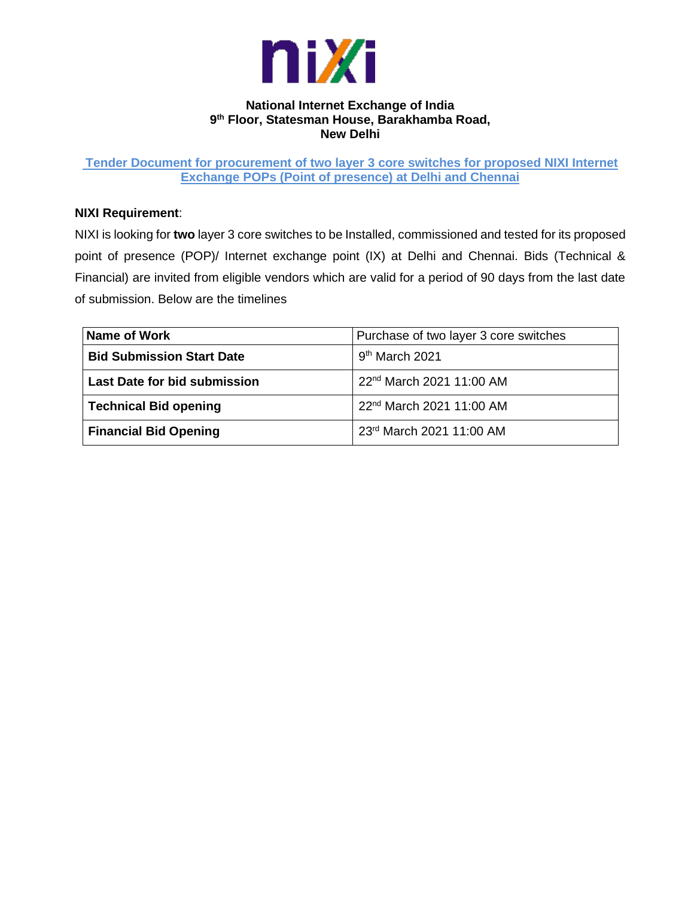**National Internet Exchange of India**
**9th Floor, Statesman House, Barakhamba Road,**
**New Delhi**

## Tender Document for procurement of two layer 3 core switches for proposed NIXI Internet Exchange POPs (Point of presence) at Delhi and Chennai

**NIXI Requirement**:

NIXI is looking for **two** layer 3 core switches to be Installed, commissioned and tested for its proposed point of presence (POP)/ Internet exchange point (IX) at Delhi and Chennai. Bids (Technical & Financial) are invited from eligible vendors which are valid for a period of 90 days from the last date of submission. Below are the timelines

| **Name of Work** | Purchase of two layer 3 core switches |
|---|---|
| **Bid Submission Start Date** | 9th March 2021 |
| **Last Date for bid submission** | 22nd March 2021 11:00 AM |
| **Technical Bid opening** | 22nd March 2021 11:00 AM |
| **Financial Bid Opening** | 23rd March 2021 11:00 AM |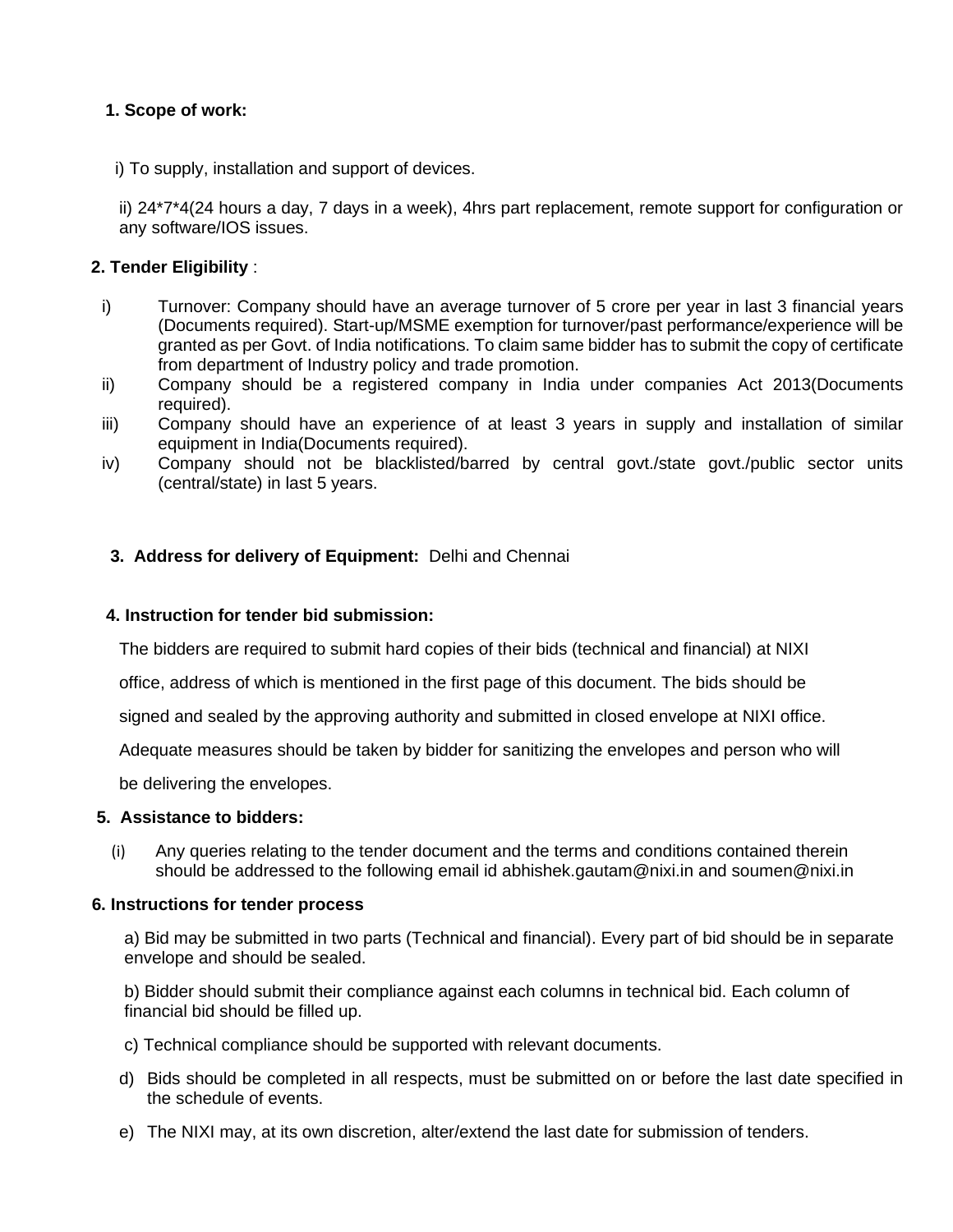## 1. Scope of work:

i) To supply, installation and support of devices.

ii) 24*7*4(24 hours a day, 7 days in a week), 4hrs part replacement, remote support for configuration or any software/IOS issues.

## 2. Tender Eligibility :

i) Turnover: Company should have an average turnover of 5 crore per year in last 3 financial years (Documents required). Start-up/MSME exemption for turnover/past performance/experience will be granted as per Govt. of India notifications. To claim same bidder has to submit the copy of certificate from department of Industry policy and trade promotion.

ii) Company should be a registered company in India under companies Act 2013(Documents required).

iii) Company should have an experience of at least 3 years in supply and installation of similar equipment in India(Documents required).

iv) Company should not be blacklisted/barred by central govt./state govt./public sector units (central/state) in last 5 years.

## 3. Address for delivery of Equipment: Delhi and Chennai

## 4. Instruction for tender bid submission:

The bidders are required to submit hard copies of their bids (technical and financial) at NIXI office, address of which is mentioned in the first page of this document. The bids should be signed and sealed by the approving authority and submitted in closed envelope at NIXI office. Adequate measures should be taken by bidder for sanitizing the envelopes and person who will be delivering the envelopes.

## 5. Assistance to bidders:

(i) Any queries relating to the tender document and the terms and conditions contained therein should be addressed to the following email id abhishek.gautam@nixi.in and soumen@nixi.in

## 6. Instructions for tender process

a) Bid may be submitted in two parts (Technical and financial). Every part of bid should be in separate envelope and should be sealed.

b) Bidder should submit their compliance against each columns in technical bid. Each column of financial bid should be filled up.

c) Technical compliance should be supported with relevant documents.

d) Bids should be completed in all respects, must be submitted on or before the last date specified in the schedule of events.

e) The NIXI may, at its own discretion, alter/extend the last date for submission of tenders.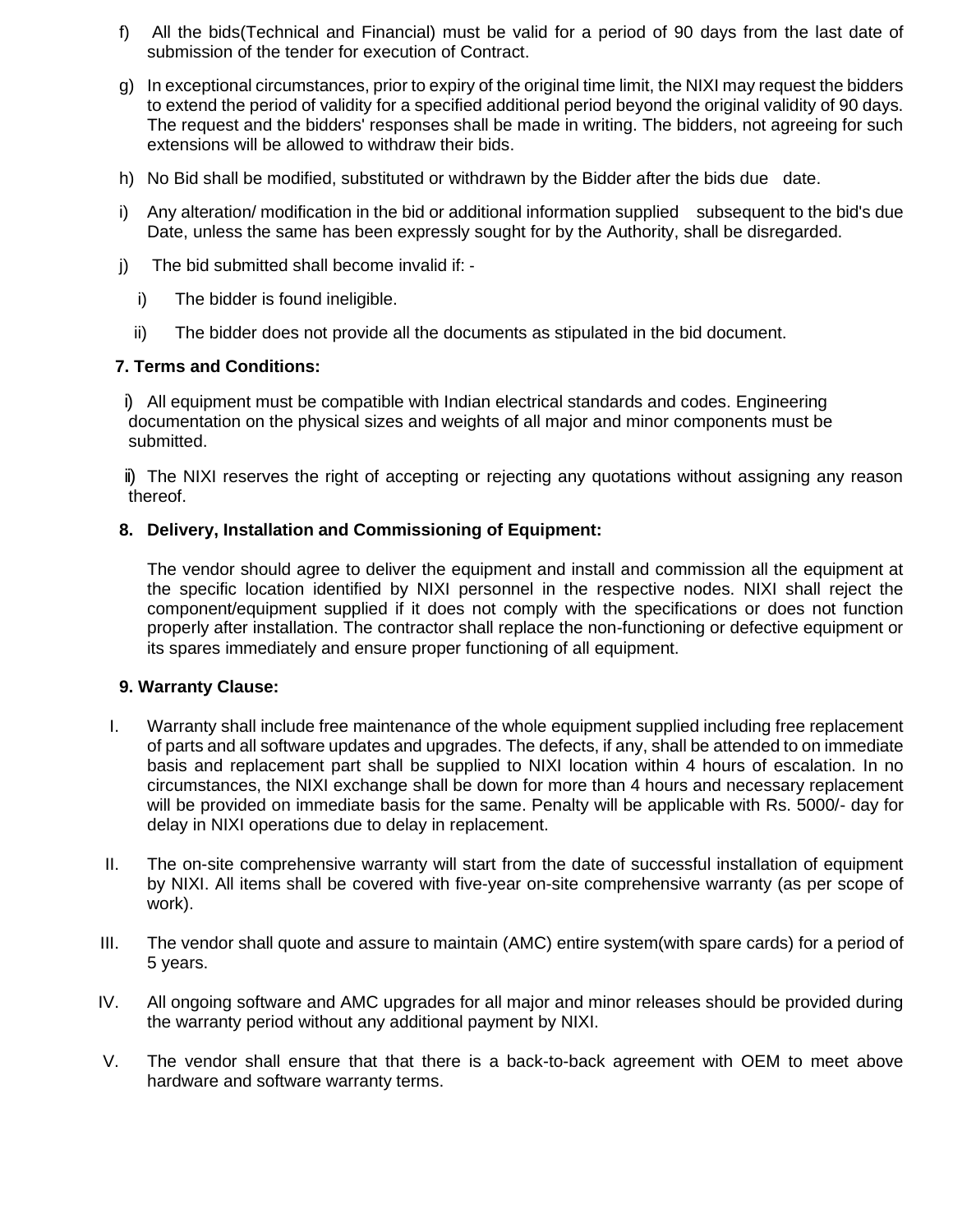f) All the bids(Technical and Financial) must be valid for a period of 90 days from the last date of submission of the tender for execution of Contract.

g) In exceptional circumstances, prior to expiry of the original time limit, the NIXI may request the bidders to extend the period of validity for a specified additional period beyond the original validity of 90 days. The request and the bidders' responses shall be made in writing. The bidders, not agreeing for such extensions will be allowed to withdraw their bids.

h) No Bid shall be modified, substituted or withdrawn by the Bidder after the bids due date.

i) Any alteration/ modification in the bid or additional information supplied subsequent to the bid's due Date, unless the same has been expressly sought for by the Authority, shall be disregarded.

j) The bid submitted shall become invalid if: -

  i) The bidder is found ineligible.

  ii) The bidder does not provide all the documents as stipulated in the bid document.

**7. Terms and Conditions:**

i) All equipment must be compatible with Indian electrical standards and codes. Engineering documentation on the physical sizes and weights of all major and minor components must be submitted.

ii) The NIXI reserves the right of accepting or rejecting any quotations without assigning any reason thereof.

**8. Delivery, Installation and Commissioning of Equipment:**

The vendor should agree to deliver the equipment and install and commission all the equipment at the specific location identified by NIXI personnel in the respective nodes. NIXI shall reject the component/equipment supplied if it does not comply with the specifications or does not function properly after installation. The contractor shall replace the non-functioning or defective equipment or its spares immediately and ensure proper functioning of all equipment.

**9. Warranty Clause:**

I. Warranty shall include free maintenance of the whole equipment supplied including free replacement of parts and all software updates and upgrades. The defects, if any, shall be attended to on immediate basis and replacement part shall be supplied to NIXI location within 4 hours of escalation. In no circumstances, the NIXI exchange shall be down for more than 4 hours and necessary replacement will be provided on immediate basis for the same. Penalty will be applicable with Rs. 5000/- day for delay in NIXI operations due to delay in replacement.

II. The on-site comprehensive warranty will start from the date of successful installation of equipment by NIXI. All items shall be covered with five-year on-site comprehensive warranty (as per scope of work).

III. The vendor shall quote and assure to maintain (AMC) entire system(with spare cards) for a period of 5 years.

IV. All ongoing software and AMC upgrades for all major and minor releases should be provided during the warranty period without any additional payment by NIXI.

V. The vendor shall ensure that that there is a back-to-back agreement with OEM to meet above hardware and software warranty terms.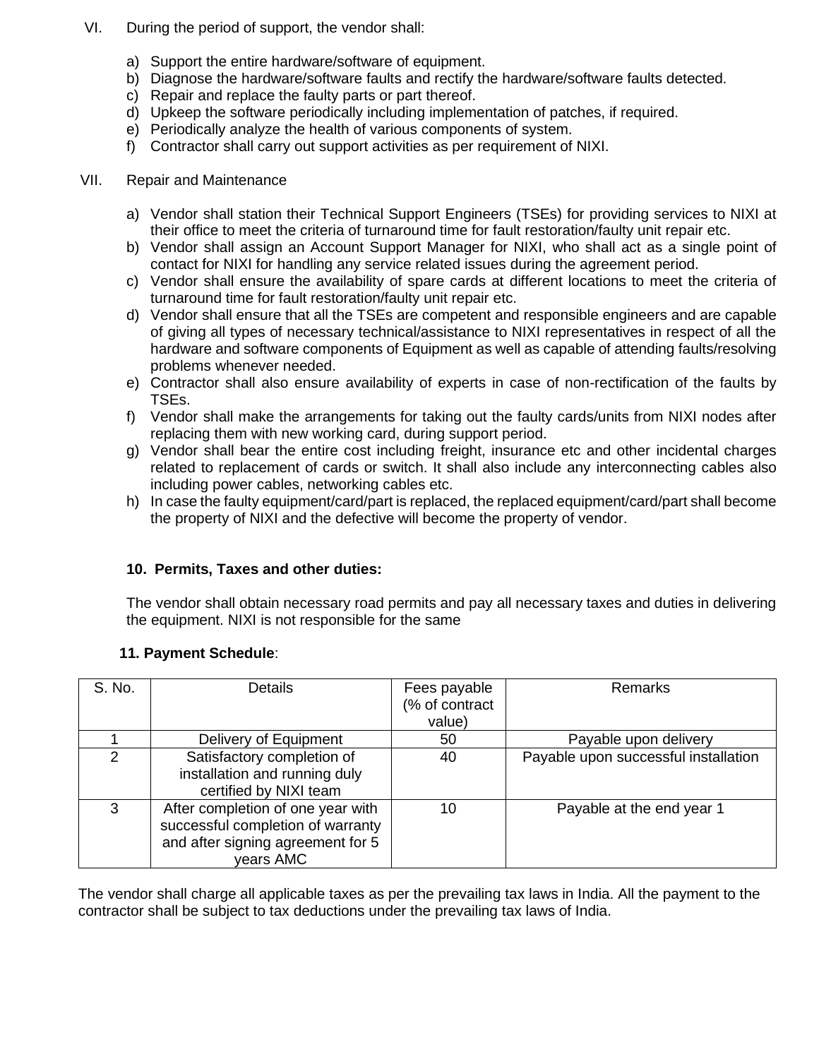VI. During the period of support, the vendor shall:

a) Support the entire hardware/software of equipment.
b) Diagnose the hardware/software faults and rectify the hardware/software faults detected.
c) Repair and replace the faulty parts or part thereof.
d) Upkeep the software periodically including implementation of patches, if required.
e) Periodically analyze the health of various components of system.
f) Contractor shall carry out support activities as per requirement of NIXI.

VII. Repair and Maintenance

a) Vendor shall station their Technical Support Engineers (TSEs) for providing services to NIXI at their office to meet the criteria of turnaround time for fault restoration/faulty unit repair etc.
b) Vendor shall assign an Account Support Manager for NIXI, who shall act as a single point of contact for NIXI for handling any service related issues during the agreement period.
c) Vendor shall ensure the availability of spare cards at different locations to meet the criteria of turnaround time for fault restoration/faulty unit repair etc.
d) Vendor shall ensure that all the TSEs are competent and responsible engineers and are capable of giving all types of necessary technical/assistance to NIXI representatives in respect of all the hardware and software components of Equipment as well as capable of attending faults/resolving problems whenever needed.
e) Contractor shall also ensure availability of experts in case of non-rectification of the faults by TSEs.
f) Vendor shall make the arrangements for taking out the faulty cards/units from NIXI nodes after replacing them with new working card, during support period.
g) Vendor shall bear the entire cost including freight, insurance etc and other incidental charges related to replacement of cards or switch. It shall also include any interconnecting cables also including power cables, networking cables etc.
h) In case the faulty equipment/card/part is replaced, the replaced equipment/card/part shall become the property of NIXI and the defective will become the property of vendor.

### 10. Permits, Taxes and other duties:

The vendor shall obtain necessary road permits and pay all necessary taxes and duties in delivering the equipment. NIXI is not responsible for the same

### 11. Payment Schedule:

| S. No. | Details | Fees payable (% of contract value) | Remarks |
|---|---|---|---|
| 1 | Delivery of Equipment | 50 | Payable upon delivery |
| 2 | Satisfactory completion of installation and running duly certified by NIXI team | 40 | Payable upon successful installation |
| 3 | After completion of one year with successful completion of warranty and after signing agreement for 5 years AMC | 10 | Payable at the end year 1 |

The vendor shall charge all applicable taxes as per the prevailing tax laws in India. All the payment to the contractor shall be subject to tax deductions under the prevailing tax laws of India.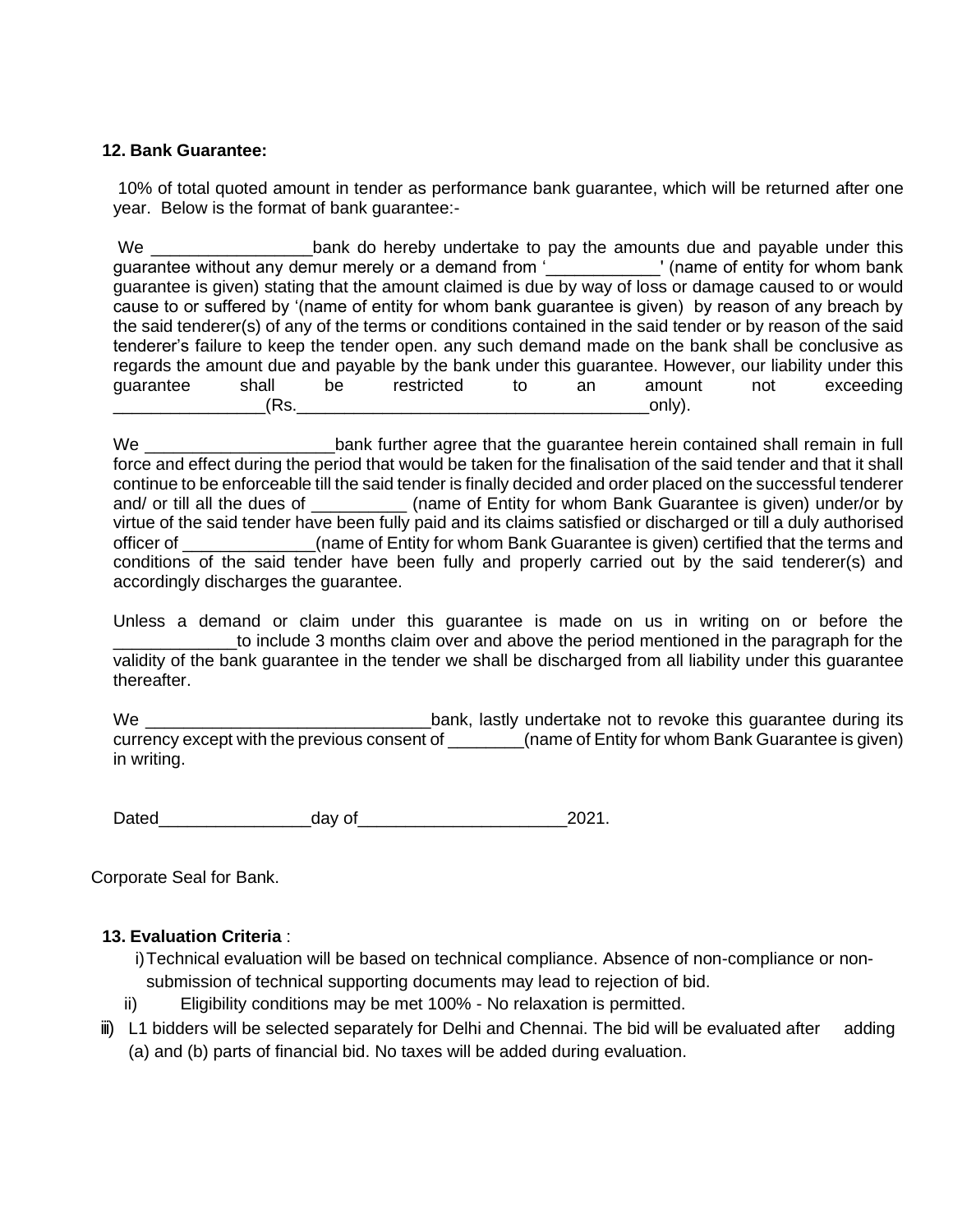**12. Bank Guarantee:**

10% of total quoted amount in tender as performance bank guarantee, which will be returned after one year. Below is the format of bank guarantee:-

We _________________bank do hereby undertake to pay the amounts due and payable under this guarantee without any demur merely or a demand from '____________' (name of entity for whom bank guarantee is given) stating that the amount claimed is due by way of loss or damage caused to or would cause to or suffered by '(name of entity for whom bank guarantee is given) by reason of any breach by the said tenderer(s) of any of the terms or conditions contained in the said tender or by reason of the said tenderer's failure to keep the tender open. any such demand made on the bank shall be conclusive as regards the amount due and payable by the bank under this guarantee. However, our liability under this guarantee shall be restricted to an amount not exceeding ________________(Rs.______________________________________only).

We ____________________bank further agree that the guarantee herein contained shall remain in full force and effect during the period that would be taken for the finalisation of the said tender and that it shall continue to be enforceable till the said tender is finally decided and order placed on the successful tenderer and/ or till all the dues of __________ (name of Entity for whom Bank Guarantee is given) under/or by virtue of the said tender have been fully paid and its claims satisfied or discharged or till a duly authorised officer of ______________(name of Entity for whom Bank Guarantee is given) certified that the terms and conditions of the said tender have been fully and properly carried out by the said tenderer(s) and accordingly discharges the guarantee.

Unless a demand or claim under this guarantee is made on us in writing on or before the _____________to include 3 months claim over and above the period mentioned in the paragraph for the validity of the bank guarantee in the tender we shall be discharged from all liability under this guarantee thereafter.

We ______________________________bank, lastly undertake not to revoke this guarantee during its currency except with the previous consent of ________(name of Entity for whom Bank Guarantee is given) in writing.

Dated________________day of______________________2021.

Corporate Seal for Bank.

**13. Evaluation Criteria** :

i) Technical evaluation will be based on technical compliance. Absence of non-compliance or non-submission of technical supporting documents may lead to rejection of bid.

ii) Eligibility conditions may be met 100% - No relaxation is permitted.

iii) L1 bidders will be selected separately for Delhi and Chennai. The bid will be evaluated after adding (a) and (b) parts of financial bid. No taxes will be added during evaluation.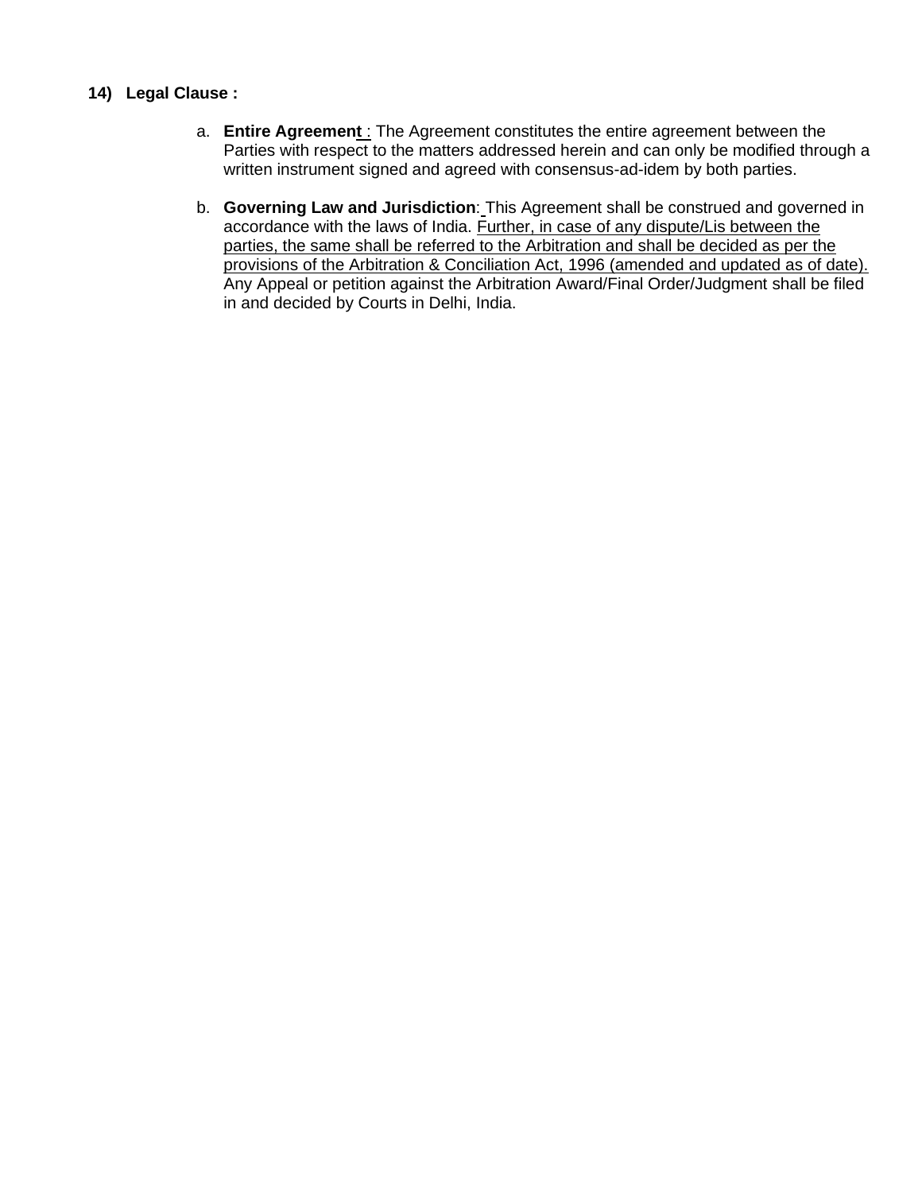**14) Legal Clause :**

a. **Entire Agreement** : The Agreement constitutes the entire agreement between the Parties with respect to the matters addressed herein and can only be modified through a written instrument signed and agreed with consensus-ad-idem by both parties.

b. **Governing Law and Jurisdiction**: This Agreement shall be construed and governed in accordance with the laws of India. <u>Further, in case of any dispute/Lis between the parties, the same shall be referred to the Arbitration and shall be decided as per the provisions of the Arbitration & Conciliation Act, 1996 (amended and updated as of date).</u> Any Appeal or petition against the Arbitration Award/Final Order/Judgment shall be filed in and decided by Courts in Delhi, India.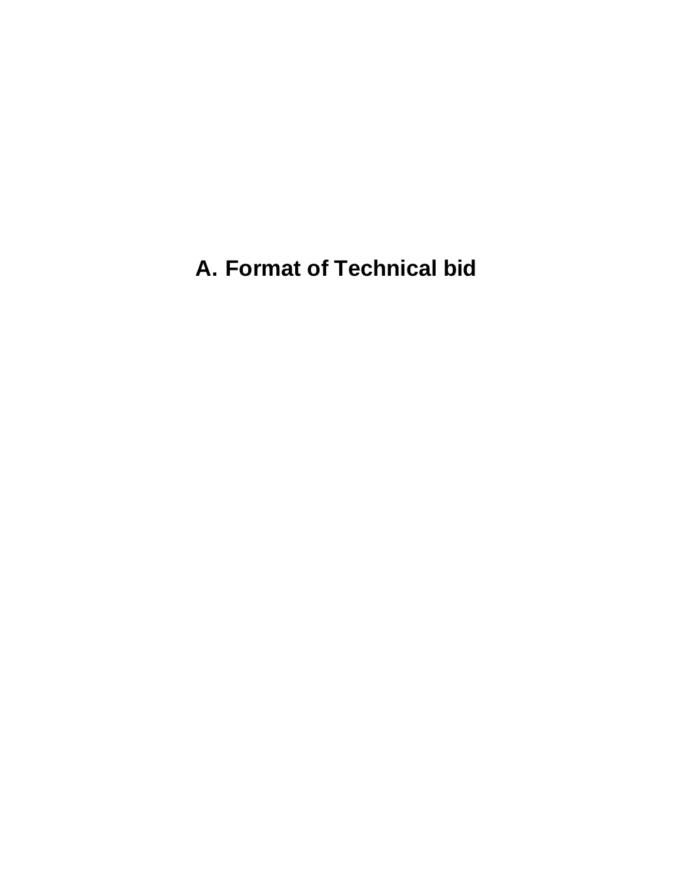# A. Format of Technical bid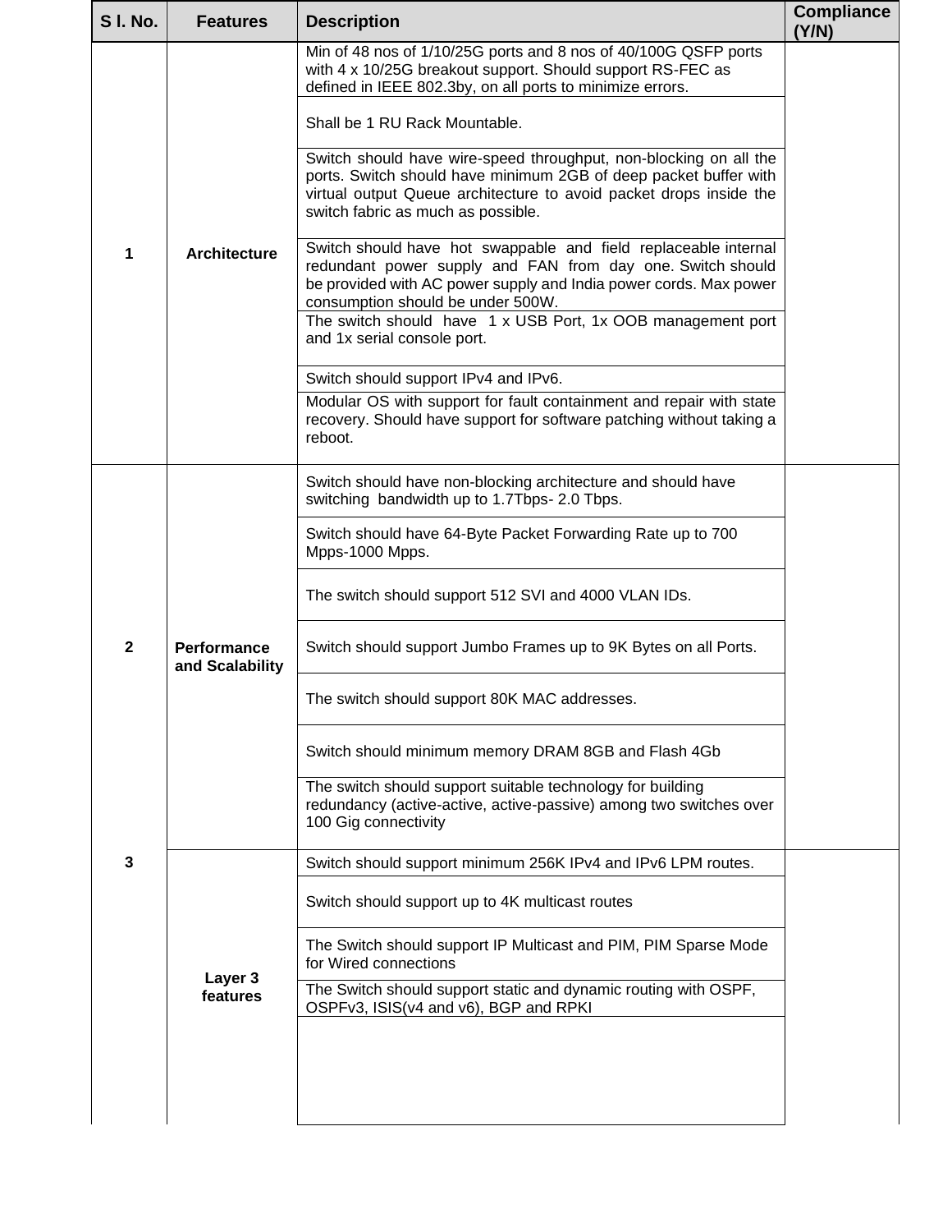| S l. No. | Features | Description | Compliance (Y/N) |
|---|---|---|---|
| 1 | Architecture | Min of 48 nos of 1/10/25G ports and 8 nos of 40/100G QSFP ports with 4 x 10/25G breakout support. Should support RS-FEC as defined in IEEE 802.3by, on all ports to minimize errors. | |
| | | Shall be 1 RU Rack Mountable. | |
| | | Switch should have wire-speed throughput, non-blocking on all the ports. Switch should have minimum 2GB of deep packet buffer with virtual output Queue architecture to avoid packet drops inside the switch fabric as much as possible. | |
| | | Switch should have hot swappable and field replaceable internal redundant power supply and FAN from day one. Switch should be provided with AC power supply and India power cords. Max power consumption should be under 500W. | |
| | | The switch should have 1 x USB Port, 1x OOB management port and 1x serial console port. | |
| | | Switch should support IPv4 and IPv6. | |
| | | Modular OS with support for fault containment and repair with state recovery. Should have support for software patching without taking a reboot. | |
| 2 | Performance and Scalability | Switch should have non-blocking architecture and should have switching bandwidth up to 1.7Tbps- 2.0 Tbps. | |
| | | Switch should have 64-Byte Packet Forwarding Rate up to 700 Mpps-1000 Mpps. | |
| | | The switch should support 512 SVI and 4000 VLAN IDs. | |
| | | Switch should support Jumbo Frames up to 9K Bytes on all Ports. | |
| | | The switch should support 80K MAC addresses. | |
| | | Switch should minimum memory DRAM 8GB and Flash 4Gb | |
| | | The switch should support suitable technology for building redundancy (active-active, active-passive) among two switches over 100 Gig connectivity | |
| 3 | Layer 3 features | Switch should support minimum 256K IPv4 and IPv6 LPM routes. | |
| | | Switch should support up to 4K multicast routes | |
| | | The Switch should support IP Multicast and PIM, PIM Sparse Mode for Wired connections | |
| | | The Switch should support static and dynamic routing with OSPF, OSPFv3, ISIS(v4 and v6), BGP and RPKI | |
| | | | |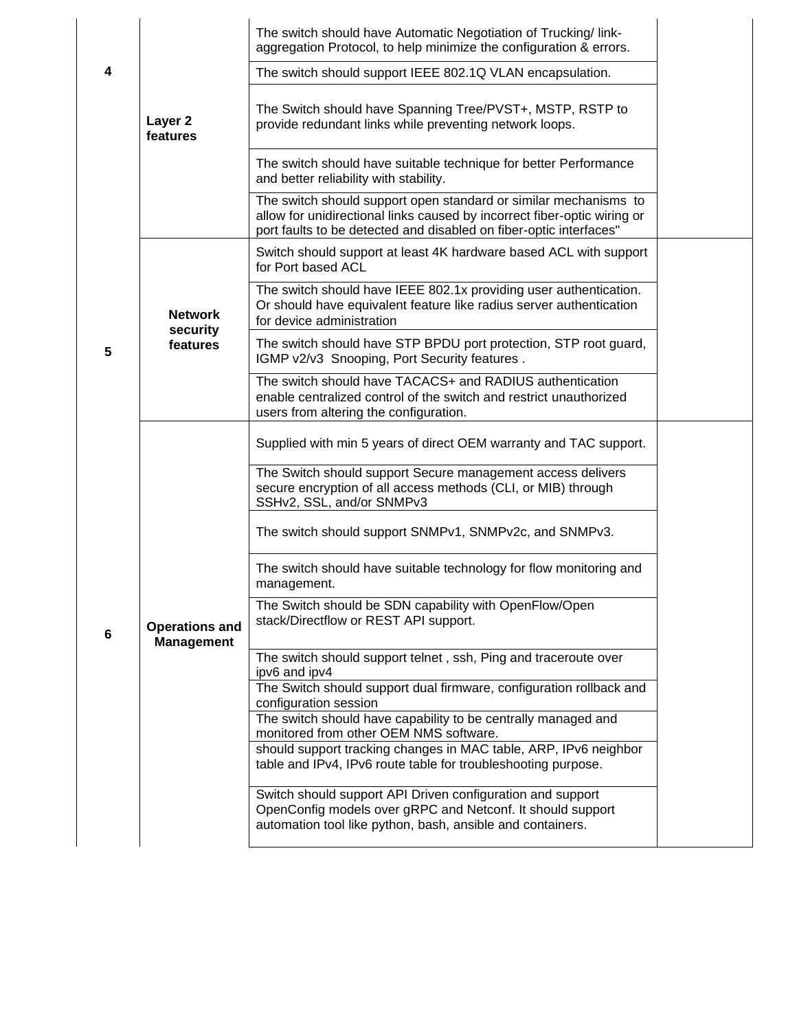| | | | |
|---|---|---|---|
| 4 | Layer 2 features | The switch should have Automatic Negotiation of Trucking/ link-aggregation Protocol, to help minimize the configuration & errors. | |
| | | The switch should support IEEE 802.1Q VLAN encapsulation. | |
| | | The Switch should have Spanning Tree/PVST+, MSTP, RSTP to provide redundant links while preventing network loops. | |
| | | The switch should have suitable technique for better Performance and better reliability with stability. | |
| | | The switch should support open standard or similar mechanisms to allow for unidirectional links caused by incorrect fiber-optic wiring or port faults to be detected and disabled on fiber-optic interfaces" | |
| 5 | Network security features | Switch should support at least 4K hardware based ACL with support for Port based ACL | |
| | | The switch should have IEEE 802.1x providing user authentication. Or should have equivalent feature like radius server authentication for device administration | |
| | | The switch should have STP BPDU port protection, STP root guard, IGMP v2/v3 Snooping, Port Security features . | |
| | | The switch should have TACACS+ and RADIUS authentication enable centralized control of the switch and restrict unauthorized users from altering the configuration. | |
| 6 | Operations and Management | Supplied with min 5 years of direct OEM warranty and TAC support. | |
| | | The Switch should support Secure management access delivers secure encryption of all access methods (CLI, or MIB) through SSHv2, SSL, and/or SNMPv3 | |
| | | The switch should support SNMPv1, SNMPv2c, and SNMPv3. | |
| | | The switch should have suitable technology for flow monitoring and management. | |
| | | The Switch should be SDN capability with OpenFlow/Open stack/Directflow or REST API support. | |
| | | The switch should support telnet , ssh, Ping and traceroute over ipv6 and ipv4 | |
| | | The Switch should support dual firmware, configuration rollback and configuration session | |
| | | The switch should have capability to be centrally managed and monitored from other OEM NMS software. | |
| | | should support tracking changes in MAC table, ARP, IPv6 neighbor table and IPv4, IPv6 route table for troubleshooting purpose. | |
| | | Switch should support API Driven configuration and support OpenConfig models over gRPC and Netconf. It should support automation tool like python, bash, ansible and containers. | |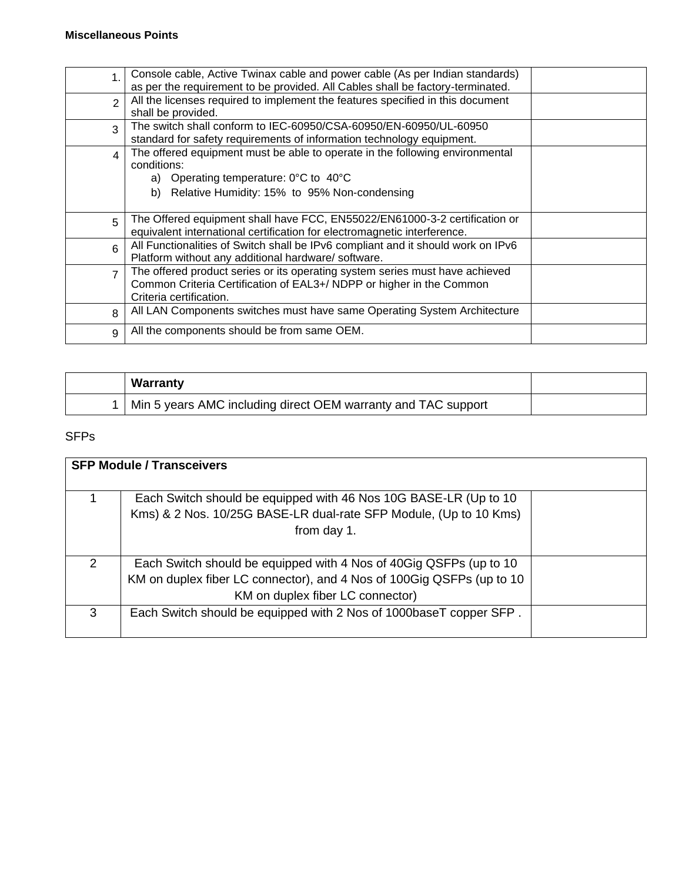**Miscellaneous Points**

| | | |
|---|---|---|
| 1. | Console cable, Active Twinax cable and power cable (As per Indian standards) as per the requirement to be provided. All Cables shall be factory-terminated. | |
| 2 | All the licenses required to implement the features specified in this document shall be provided. | |
| 3 | The switch shall conform to IEC-60950/CSA-60950/EN-60950/UL-60950 standard for safety requirements of information technology equipment. | |
| 4 | The offered equipment must be able to operate in the following environmental conditions:<br>a) Operating temperature: 0°C to 40°C<br>b) Relative Humidity: 15% to 95% Non-condensing | |
| 5 | The Offered equipment shall have FCC, EN55022/EN61000-3-2 certification or equivalent international certification for electromagnetic interference. | |
| 6 | All Functionalities of Switch shall be IPv6 compliant and it should work on IPv6 Platform without any additional hardware/ software. | |
| 7 | The offered product series or its operating system series must have achieved Common Criteria Certification of EAL3+/ NDPP or higher in the Common Criteria certification. | |
| 8 | All LAN Components switches must have same Operating System Architecture | |
| 9 | All the components should be from same OEM. | |

| | **Warranty** | |
|---|---|---|
| 1 | Min 5 years AMC including direct OEM warranty and TAC support | |

SFPs

| **SFP Module / Transceivers** | | |
|---|---|---|
| 1 | Each Switch should be equipped with 46 Nos 10G BASE-LR (Up to 10 Kms) & 2 Nos. 10/25G BASE-LR dual-rate SFP Module, (Up to 10 Kms) from day 1. | |
| 2 | Each Switch should be equipped with 4 Nos of 40Gig QSFPs (up to 10 KM on duplex fiber LC connector), and 4 Nos of 100Gig QSFPs (up to 10 KM on duplex fiber LC connector) | |
| 3 | Each Switch should be equipped with 2 Nos of 1000baseT copper SFP . | |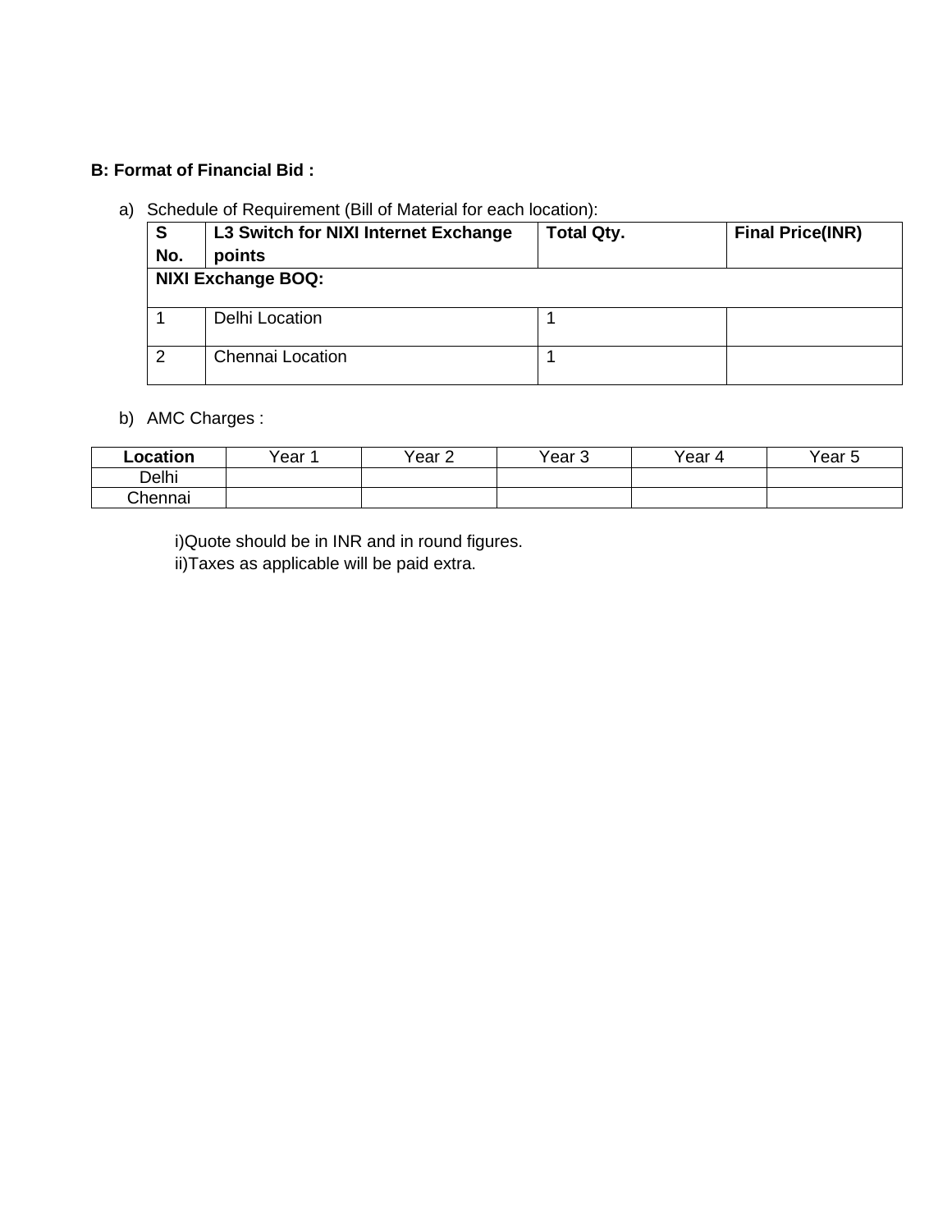**B: Format of Financial Bid :**

a) Schedule of Requirement (Bill of Material for each location):

| S No. | L3 Switch for NIXI Internet Exchange points | Total Qty. | Final Price(INR) |
|---|---|---|---|
| **NIXI Exchange BOQ:** | | | |
| 1 | Delhi Location | 1 | |
| 2 | Chennai Location | 1 | |

b) AMC Charges :

| Location | Year 1 | Year 2 | Year 3 | Year 4 | Year 5 |
|---|---|---|---|---|---|
| Delhi | | | | | |
| Chennai | | | | | |

i)Quote should be in INR and in round figures.
ii)Taxes as applicable will be paid extra.